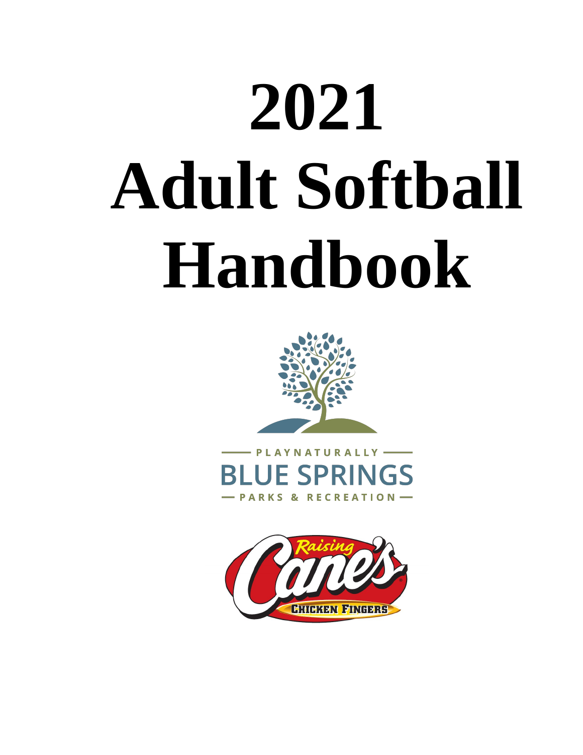# 2021 Adult Softball Handbook

PLAYNATURALLY

BLUE SPRINGS

PARKS & RECREATION

Raising Cane's

CHICKEN FINGERS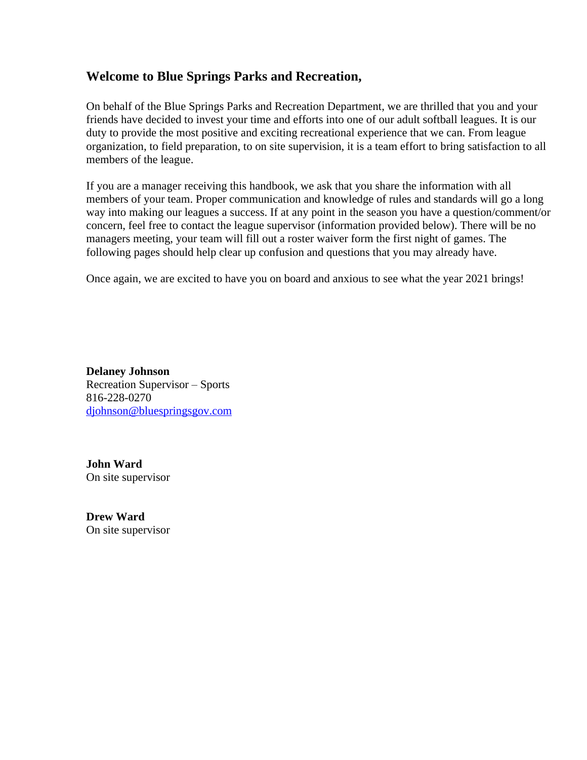## Welcome to Blue Springs Parks and Recreation,

On behalf of the Blue Springs Parks and Recreation Department, we are thrilled that you and your friends have decided to invest your time and efforts into one of our adult softball leagues. It is our duty to provide the most positive and exciting recreational experience that we can. From league organization, to field preparation, to on site supervision, it is a team effort to bring satisfaction to all members of the league.

If you are a manager receiving this handbook, we ask that you share the information with all members of your team. Proper communication and knowledge of rules and standards will go a long way into making our leagues a success. If at any point in the season you have a question/comment/or concern, feel free to contact the league supervisor (information provided below). There will be no managers meeting, your team will fill out a roster waiver form the first night of games. The following pages should help clear up confusion and questions that you may already have.

Once again, we are excited to have you on board and anxious to see what the year 2021 brings!

**Delaney Johnson**
Recreation Supervisor – Sports
816-228-0270
djohnson@bluespringsgov.com

**John Ward**
On site supervisor

**Drew Ward**
On site supervisor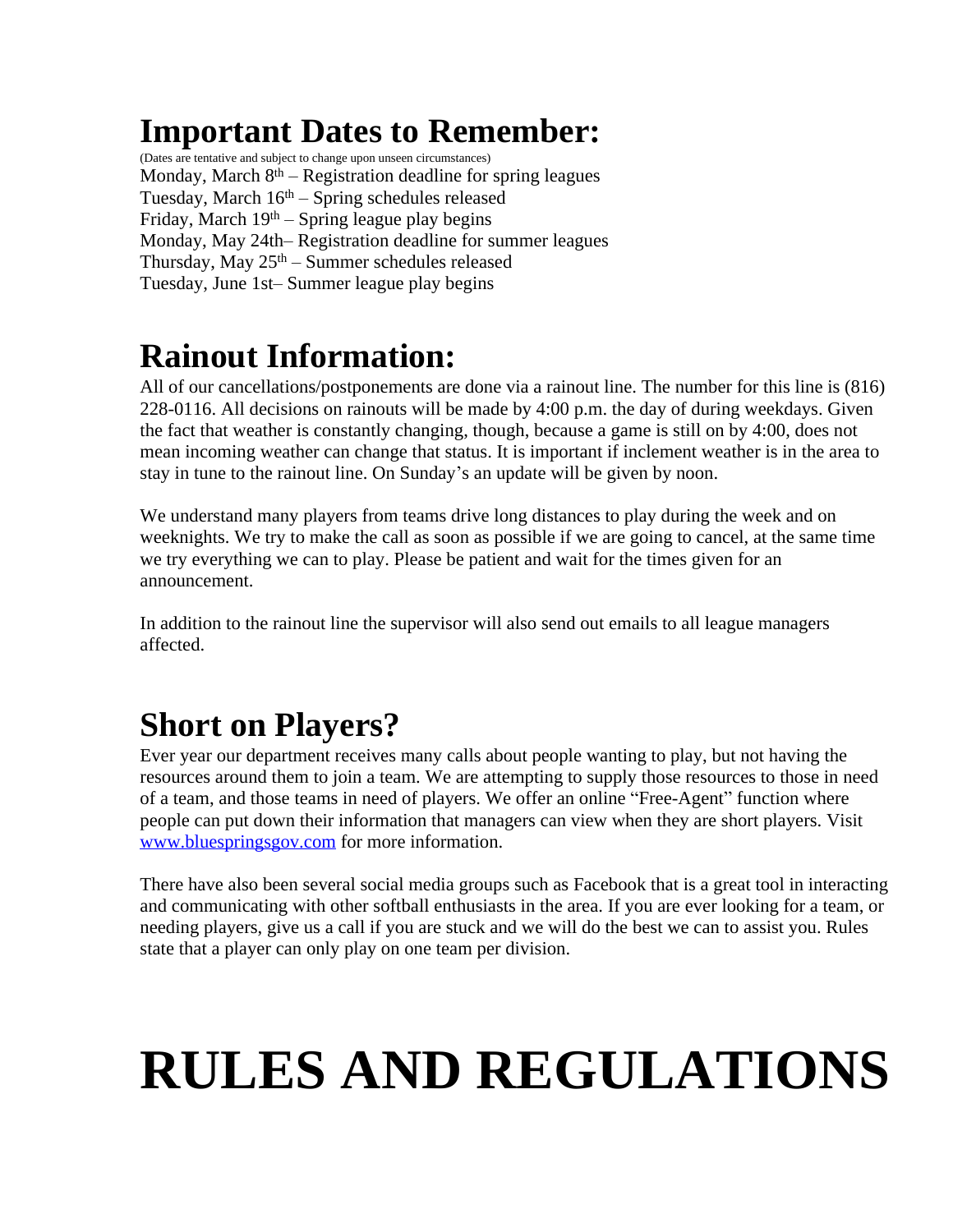## Important Dates to Remember:

(Dates are tentative and subject to change upon unseen circumstances)

Monday, March 8th – Registration deadline for spring leagues
Tuesday, March 16th – Spring schedules released
Friday, March 19th – Spring league play begins
Monday, May 24th– Registration deadline for summer leagues
Thursday, May 25th – Summer schedules released
Tuesday, June 1st– Summer league play begins

## Rainout Information:

All of our cancellations/postponements are done via a rainout line. The number for this line is (816) 228-0116. All decisions on rainouts will be made by 4:00 p.m. the day of during weekdays. Given the fact that weather is constantly changing, though, because a game is still on by 4:00, does not mean incoming weather can change that status. It is important if inclement weather is in the area to stay in tune to the rainout line. On Sunday's an update will be given by noon.

We understand many players from teams drive long distances to play during the week and on weeknights. We try to make the call as soon as possible if we are going to cancel, at the same time we try everything we can to play. Please be patient and wait for the times given for an announcement.

In addition to the rainout line the supervisor will also send out emails to all league managers affected.

## Short on Players?

Ever year our department receives many calls about people wanting to play, but not having the resources around them to join a team. We are attempting to supply those resources to those in need of a team, and those teams in need of players. We offer an online "Free-Agent" function where people can put down their information that managers can view when they are short players. Visit [www.bluespringsgov.com](http://www.bluespringsgov.com) for more information.

There have also been several social media groups such as Facebook that is a great tool in interacting and communicating with other softball enthusiasts in the area. If you are ever looking for a team, or needing players, give us a call if you are stuck and we will do the best we can to assist you. Rules state that a player can only play on one team per division.

# RULES AND REGULATIONS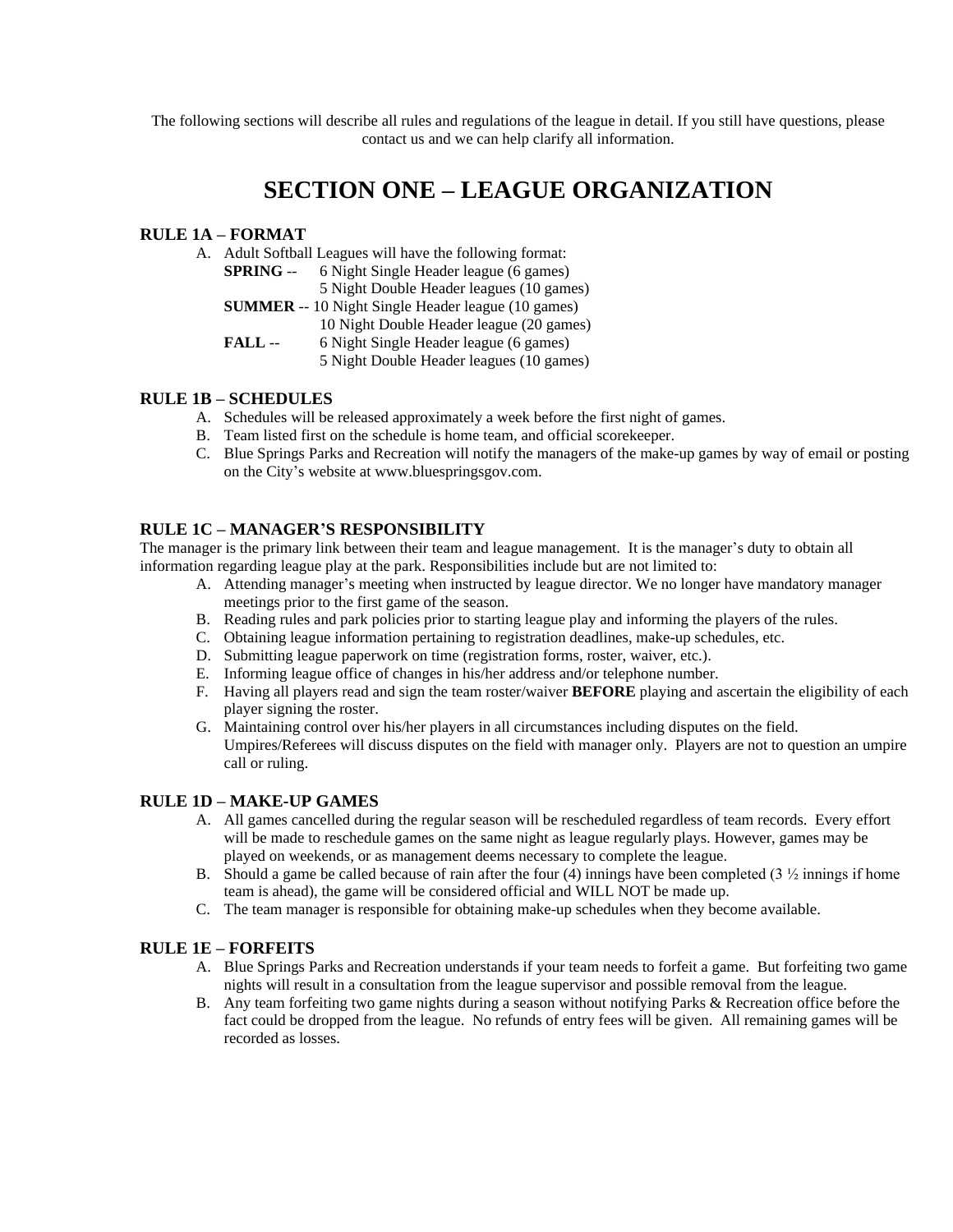The following sections will describe all rules and regulations of the league in detail. If you still have questions, please contact us and we can help clarify all information.

# SECTION ONE – LEAGUE ORGANIZATION

### RULE 1A – FORMAT

A. Adult Softball Leagues will have the following format:
   - **SPRING** -- 6 Night Single Header league (6 games)
     5 Night Double Header leagues (10 games)
   - **SUMMER** -- 10 Night Single Header league (10 games)
     10 Night Double Header league (20 games)
   - **FALL** -- 6 Night Single Header league (6 games)
     5 Night Double Header leagues (10 games)

### RULE 1B – SCHEDULES

A. Schedules will be released approximately a week before the first night of games.
B. Team listed first on the schedule is home team, and official scorekeeper.
C. Blue Springs Parks and Recreation will notify the managers of the make-up games by way of email or posting on the City's website at www.bluespringsgov.com.

### RULE 1C – MANAGER'S RESPONSIBILITY

The manager is the primary link between their team and league management. It is the manager's duty to obtain all information regarding league play at the park. Responsibilities include but are not limited to:

A. Attending manager's meeting when instructed by league director. We no longer have mandatory manager meetings prior to the first game of the season.
B. Reading rules and park policies prior to starting league play and informing the players of the rules.
C. Obtaining league information pertaining to registration deadlines, make-up schedules, etc.
D. Submitting league paperwork on time (registration forms, roster, waiver, etc.).
E. Informing league office of changes in his/her address and/or telephone number.
F. Having all players read and sign the team roster/waiver **BEFORE** playing and ascertain the eligibility of each player signing the roster.
G. Maintaining control over his/her players in all circumstances including disputes on the field. Umpires/Referees will discuss disputes on the field with manager only. Players are not to question an umpire call or ruling.

### RULE 1D – MAKE-UP GAMES

A. All games cancelled during the regular season will be rescheduled regardless of team records. Every effort will be made to reschedule games on the same night as league regularly plays. However, games may be played on weekends, or as management deems necessary to complete the league.
B. Should a game be called because of rain after the four (4) innings have been completed (3 ½ innings if home team is ahead), the game will be considered official and WILL NOT be made up.
C. The team manager is responsible for obtaining make-up schedules when they become available.

### RULE 1E – FORFEITS

A. Blue Springs Parks and Recreation understands if your team needs to forfeit a game. But forfeiting two game nights will result in a consultation from the league supervisor and possible removal from the league.
B. Any team forfeiting two game nights during a season without notifying Parks & Recreation office before the fact could be dropped from the league. No refunds of entry fees will be given. All remaining games will be recorded as losses.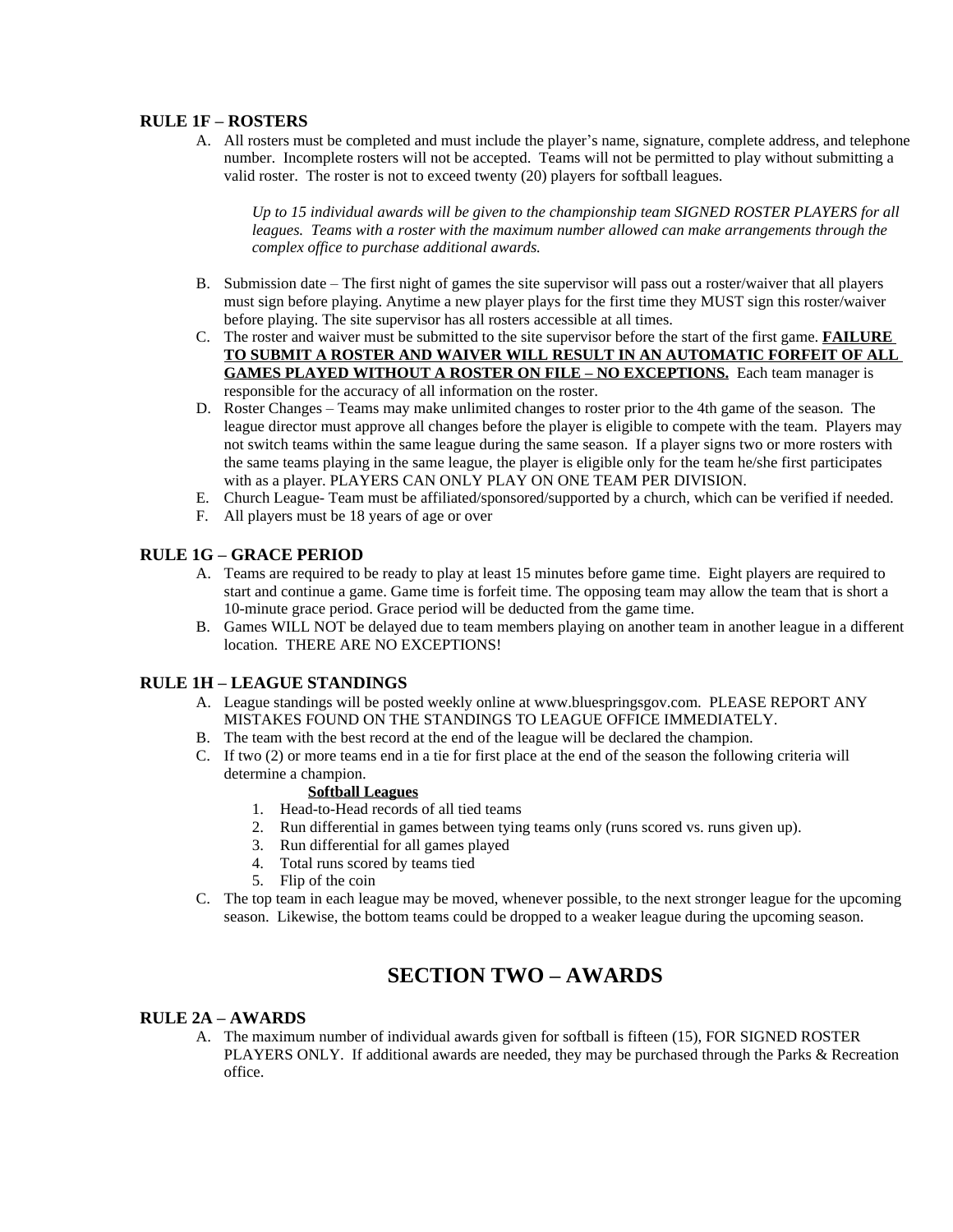### RULE 1F – ROSTERS

A. All rosters must be completed and must include the player's name, signature, complete address, and telephone number. Incomplete rosters will not be accepted. Teams will not be permitted to play without submitting a valid roster. The roster is not to exceed twenty (20) players for softball leagues.

   *Up to 15 individual awards will be given to the championship team SIGNED ROSTER PLAYERS for all leagues. Teams with a roster with the maximum number allowed can make arrangements through the complex office to purchase additional awards.*

B. Submission date – The first night of games the site supervisor will pass out a roster/waiver that all players must sign before playing. Anytime a new player plays for the first time they MUST sign this roster/waiver before playing. The site supervisor has all rosters accessible at all times.
C. The roster and waiver must be submitted to the site supervisor before the start of the first game. **FAILURE TO SUBMIT A ROSTER AND WAIVER WILL RESULT IN AN AUTOMATIC FORFEIT OF ALL GAMES PLAYED WITHOUT A ROSTER ON FILE – NO EXCEPTIONS.** Each team manager is responsible for the accuracy of all information on the roster.
D. Roster Changes – Teams may make unlimited changes to roster prior to the 4th game of the season. The league director must approve all changes before the player is eligible to compete with the team. Players may not switch teams within the same league during the same season. If a player signs two or more rosters with the same teams playing in the same league, the player is eligible only for the team he/she first participates with as a player. PLAYERS CAN ONLY PLAY ON ONE TEAM PER DIVISION.
E. Church League- Team must be affiliated/sponsored/supported by a church, which can be verified if needed.
F. All players must be 18 years of age or over

### RULE 1G – GRACE PERIOD

A. Teams are required to be ready to play at least 15 minutes before game time. Eight players are required to start and continue a game. Game time is forfeit time. The opposing team may allow the team that is short a 10-minute grace period. Grace period will be deducted from the game time.
B. Games WILL NOT be delayed due to team members playing on another team in another league in a different location. THERE ARE NO EXCEPTIONS!

### RULE 1H – LEAGUE STANDINGS

A. League standings will be posted weekly online at www.bluespringsgov.com. PLEASE REPORT ANY MISTAKES FOUND ON THE STANDINGS TO LEAGUE OFFICE IMMEDIATELY.
B. The team with the best record at the end of the league will be declared the champion.
C. If two (2) or more teams end in a tie for first place at the end of the season the following criteria will determine a champion.

   **Softball Leagues**
   1. Head-to-Head records of all tied teams
   2. Run differential in games between tying teams only (runs scored vs. runs given up).
   3. Run differential for all games played
   4. Total runs scored by teams tied
   5. Flip of the coin

C. The top team in each league may be moved, whenever possible, to the next stronger league for the upcoming season. Likewise, the bottom teams could be dropped to a weaker league during the upcoming season.

## SECTION TWO – AWARDS

### RULE 2A – AWARDS

A. The maximum number of individual awards given for softball is fifteen (15), FOR SIGNED ROSTER PLAYERS ONLY. If additional awards are needed, they may be purchased through the Parks & Recreation office.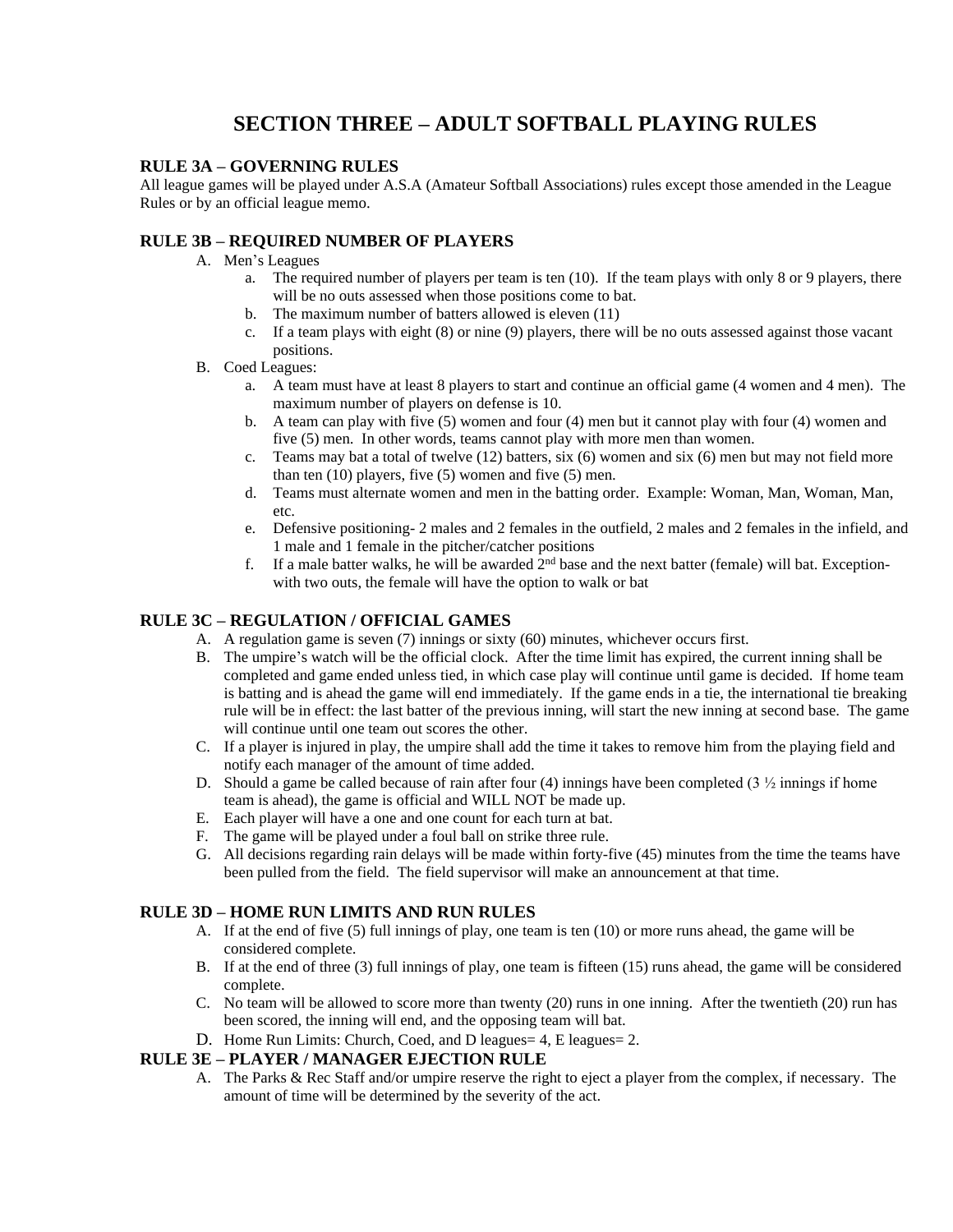# SECTION THREE – ADULT SOFTBALL PLAYING RULES

### RULE 3A – GOVERNING RULES

All league games will be played under A.S.A (Amateur Softball Associations) rules except those amended in the League Rules or by an official league memo.

### RULE 3B – REQUIRED NUMBER OF PLAYERS

A. Men's Leagues
   a. The required number of players per team is ten (10). If the team plays with only 8 or 9 players, there will be no outs assessed when those positions come to bat.
   b. The maximum number of batters allowed is eleven (11)
   c. If a team plays with eight (8) or nine (9) players, there will be no outs assessed against those vacant positions.

B. Coed Leagues:
   a. A team must have at least 8 players to start and continue an official game (4 women and 4 men). The maximum number of players on defense is 10.
   b. A team can play with five (5) women and four (4) men but it cannot play with four (4) women and five (5) men. In other words, teams cannot play with more men than women.
   c. Teams may bat a total of twelve (12) batters, six (6) women and six (6) men but may not field more than ten (10) players, five (5) women and five (5) men.
   d. Teams must alternate women and men in the batting order. Example: Woman, Man, Woman, Man, etc.
   e. Defensive positioning- 2 males and 2 females in the outfield, 2 males and 2 females in the infield, and 1 male and 1 female in the pitcher/catcher positions
   f. If a male batter walks, he will be awarded 2nd base and the next batter (female) will bat. Exception- with two outs, the female will have the option to walk or bat

### RULE 3C – REGULATION / OFFICIAL GAMES

A. A regulation game is seven (7) innings or sixty (60) minutes, whichever occurs first.
B. The umpire's watch will be the official clock. After the time limit has expired, the current inning shall be completed and game ended unless tied, in which case play will continue until game is decided. If home team is batting and is ahead the game will end immediately. If the game ends in a tie, the international tie breaking rule will be in effect: the last batter of the previous inning, will start the new inning at second base. The game will continue until one team out scores the other.
C. If a player is injured in play, the umpire shall add the time it takes to remove him from the playing field and notify each manager of the amount of time added.
D. Should a game be called because of rain after four (4) innings have been completed (3 ½ innings if home team is ahead), the game is official and WILL NOT be made up.
E. Each player will have a one and one count for each turn at bat.
F. The game will be played under a foul ball on strike three rule.
G. All decisions regarding rain delays will be made within forty-five (45) minutes from the time the teams have been pulled from the field. The field supervisor will make an announcement at that time.

### RULE 3D – HOME RUN LIMITS AND RUN RULES

A. If at the end of five (5) full innings of play, one team is ten (10) or more runs ahead, the game will be considered complete.
B. If at the end of three (3) full innings of play, one team is fifteen (15) runs ahead, the game will be considered complete.
C. No team will be allowed to score more than twenty (20) runs in one inning. After the twentieth (20) run has been scored, the inning will end, and the opposing team will bat.
D. Home Run Limits: Church, Coed, and D leagues= 4, E leagues= 2.

### RULE 3E – PLAYER / MANAGER EJECTION RULE

A. The Parks & Rec Staff and/or umpire reserve the right to eject a player from the complex, if necessary. The amount of time will be determined by the severity of the act.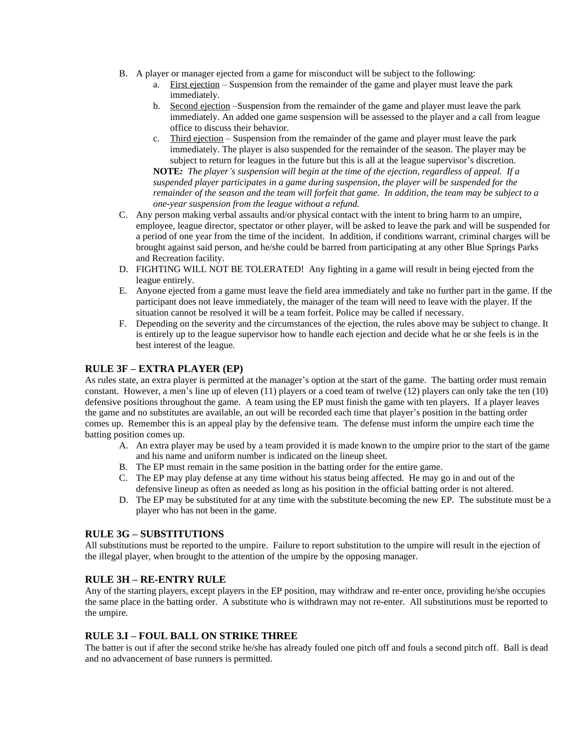B. A player or manager ejected from a game for misconduct will be subject to the following:
   a. First ejection – Suspension from the remainder of the game and player must leave the park immediately.
   b. Second ejection –Suspension from the remainder of the game and player must leave the park immediately. An added one game suspension will be assessed to the player and a call from league office to discuss their behavior.
   c. Third ejection – Suspension from the remainder of the game and player must leave the park immediately. The player is also suspended for the remainder of the season. The player may be subject to return for leagues in the future but this is all at the league supervisor's discretion.

   **NOTE:** *The player's suspension will begin at the time of the ejection, regardless of appeal. If a suspended player participates in a game during suspension, the player will be suspended for the remainder of the season and the team will forfeit that game. In addition, the team may be subject to a one-year suspension from the league without a refund.*

C. Any person making verbal assaults and/or physical contact with the intent to bring harm to an umpire, employee, league director, spectator or other player, will be asked to leave the park and will be suspended for a period of one year from the time of the incident. In addition, if conditions warrant, criminal charges will be brought against said person, and he/she could be barred from participating at any other Blue Springs Parks and Recreation facility.

D. FIGHTING WILL NOT BE TOLERATED! Any fighting in a game will result in being ejected from the league entirely.

E. Anyone ejected from a game must leave the field area immediately and take no further part in the game. If the participant does not leave immediately, the manager of the team will need to leave with the player. If the situation cannot be resolved it will be a team forfeit. Police may be called if necessary.

F. Depending on the severity and the circumstances of the ejection, the rules above may be subject to change. It is entirely up to the league supervisor how to handle each ejection and decide what he or she feels is in the best interest of the league.

### RULE 3F – EXTRA PLAYER (EP)

As rules state, an extra player is permitted at the manager's option at the start of the game. The batting order must remain constant. However, a men's line up of eleven (11) players or a coed team of twelve (12) players can only take the ten (10) defensive positions throughout the game. A team using the EP must finish the game with ten players. If a player leaves the game and no substitutes are available, an out will be recorded each time that player's position in the batting order comes up. Remember this is an appeal play by the defensive team. The defense must inform the umpire each time the batting position comes up.

A. An extra player may be used by a team provided it is made known to the umpire prior to the start of the game and his name and uniform number is indicated on the lineup sheet.
B. The EP must remain in the same position in the batting order for the entire game.
C. The EP may play defense at any time without his status being affected. He may go in and out of the defensive lineup as often as needed as long as his position in the official batting order is not altered.
D. The EP may be substituted for at any time with the substitute becoming the new EP. The substitute must be a player who has not been in the game.

### RULE 3G – SUBSTITUTIONS

All substitutions must be reported to the umpire. Failure to report substitution to the umpire will result in the ejection of the illegal player, when brought to the attention of the umpire by the opposing manager.

### RULE 3H – RE-ENTRY RULE

Any of the starting players, except players in the EP position, may withdraw and re-enter once, providing he/she occupies the same place in the batting order. A substitute who is withdrawn may not re-enter. All substitutions must be reported to the umpire.

### RULE 3.I – FOUL BALL ON STRIKE THREE

The batter is out if after the second strike he/she has already fouled one pitch off and fouls a second pitch off. Ball is dead and no advancement of base runners is permitted.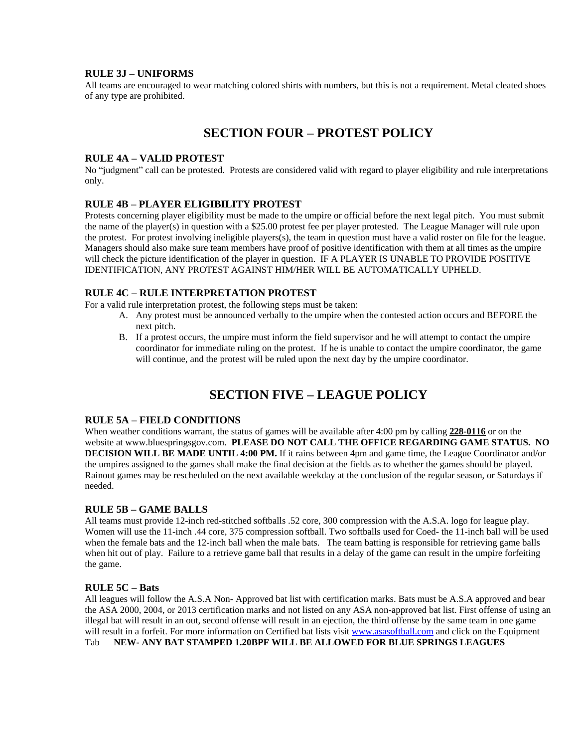### RULE 3J – UNIFORMS

All teams are encouraged to wear matching colored shirts with numbers, but this is not a requirement. Metal cleated shoes of any type are prohibited.

## SECTION FOUR – PROTEST POLICY

### RULE 4A – VALID PROTEST

No "judgment" call can be protested. Protests are considered valid with regard to player eligibility and rule interpretations only.

### RULE 4B – PLAYER ELIGIBILITY PROTEST

Protests concerning player eligibility must be made to the umpire or official before the next legal pitch. You must submit the name of the player(s) in question with a $25.00 protest fee per player protested. The League Manager will rule upon the protest. For protest involving ineligible players(s), the team in question must have a valid roster on file for the league. Managers should also make sure team members have proof of positive identification with them at all times as the umpire will check the picture identification of the player in question. IF A PLAYER IS UNABLE TO PROVIDE POSITIVE IDENTIFICATION, ANY PROTEST AGAINST HIM/HER WILL BE AUTOMATICALLY UPHELD.

### RULE 4C – RULE INTERPRETATION PROTEST

For a valid rule interpretation protest, the following steps must be taken:

A. Any protest must be announced verbally to the umpire when the contested action occurs and BEFORE the next pitch.
B. If a protest occurs, the umpire must inform the field supervisor and he will attempt to contact the umpire coordinator for immediate ruling on the protest. If he is unable to contact the umpire coordinator, the game will continue, and the protest will be ruled upon the next day by the umpire coordinator.

## SECTION FIVE – LEAGUE POLICY

### RULE 5A – FIELD CONDITIONS

When weather conditions warrant, the status of games will be available after 4:00 pm by calling **228-0116** or on the website at www.bluespringsgov.com. **PLEASE DO NOT CALL THE OFFICE REGARDING GAME STATUS. NO DECISION WILL BE MADE UNTIL 4:00 PM.** If it rains between 4pm and game time, the League Coordinator and/or the umpires assigned to the games shall make the final decision at the fields as to whether the games should be played. Rainout games may be rescheduled on the next available weekday at the conclusion of the regular season, or Saturdays if needed.

### RULE 5B – GAME BALLS

All teams must provide 12-inch red-stitched softballs .52 core, 300 compression with the A.S.A. logo for league play. Women will use the 11-inch .44 core, 375 compression softball. Two softballs used for Coed- the 11-inch ball will be used when the female bats and the 12-inch ball when the male bats. The team batting is responsible for retrieving game balls when hit out of play. Failure to a retrieve game ball that results in a delay of the game can result in the umpire forfeiting the game.

### RULE 5C – Bats

All leagues will follow the A.S.A Non- Approved bat list with certification marks. Bats must be A.S.A approved and bear the ASA 2000, 2004, or 2013 certification marks and not listed on any ASA non-approved bat list. First offense of using an illegal bat will result in an out, second offense will result in an ejection, the third offense by the same team in one game will result in a forfeit. For more information on Certified bat lists visit www.asasoftball.com and click on the Equipment Tab **NEW- ANY BAT STAMPED 1.20BPF WILL BE ALLOWED FOR BLUE SPRINGS LEAGUES**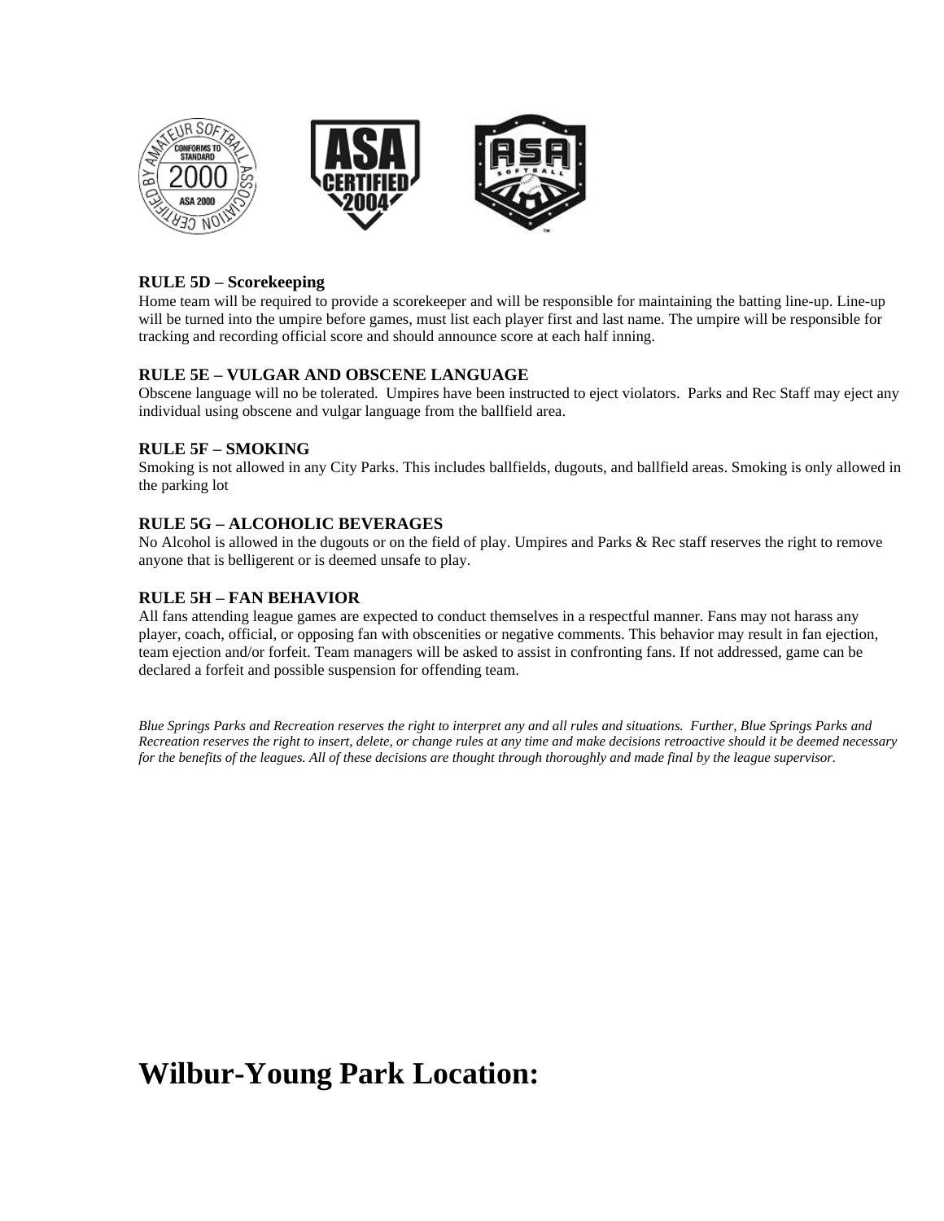**RULE 5D – Scorekeeping**

Home team will be required to provide a scorekeeper and will be responsible for maintaining the batting line-up. Line-up will be turned into the umpire before games, must list each player first and last name. The umpire will be responsible for tracking and recording official score and should announce score at each half inning.

**RULE 5E – VULGAR AND OBSCENE LANGUAGE**

Obscene language will no be tolerated. Umpires have been instructed to eject violators. Parks and Rec Staff may eject any individual using obscene and vulgar language from the ballfield area.

**RULE 5F – SMOKING**

Smoking is not allowed in any City Parks. This includes ballfields, dugouts, and ballfield areas. Smoking is only allowed in the parking lot

**RULE 5G – ALCOHOLIC BEVERAGES**

No Alcohol is allowed in the dugouts or on the field of play. Umpires and Parks & Rec staff reserves the right to remove anyone that is belligerent or is deemed unsafe to play.

**RULE 5H – FAN BEHAVIOR**

All fans attending league games are expected to conduct themselves in a respectful manner. Fans may not harass any player, coach, official, or opposing fan with obscenities or negative comments. This behavior may result in fan ejection, team ejection and/or forfeit. Team managers will be asked to assist in confronting fans. If not addressed, game can be declared a forfeit and possible suspension for offending team.

*Blue Springs Parks and Recreation reserves the right to interpret any and all rules and situations. Further, Blue Springs Parks and Recreation reserves the right to insert, delete, or change rules at any time and make decisions retroactive should it be deemed necessary for the benefits of the leagues. All of these decisions are thought through thoroughly and made final by the league supervisor.*

# Wilbur-Young Park Location: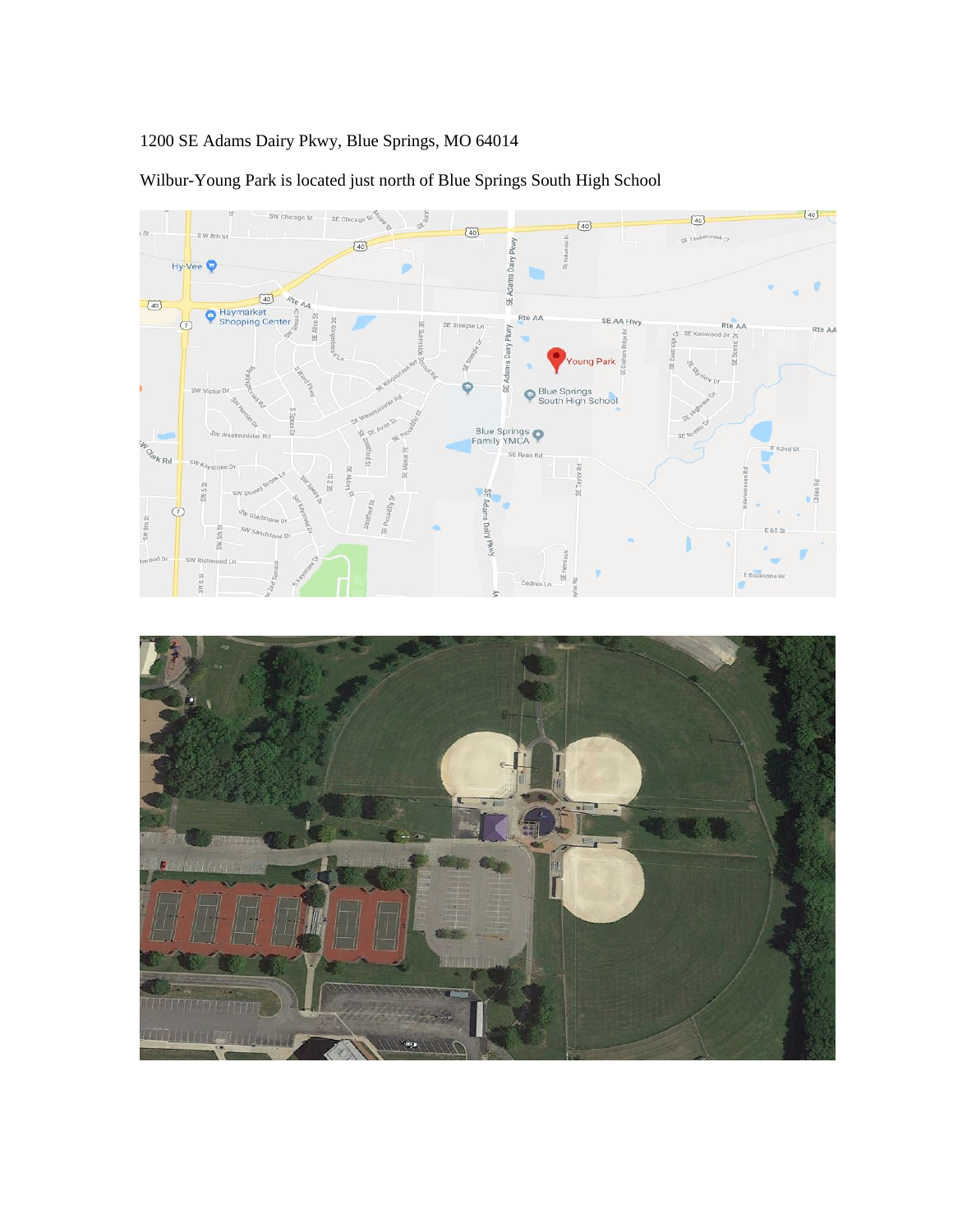1200 SE Adams Dairy Pkwy, Blue Springs, MO 64014

Wilbur-Young Park is located just north of Blue Springs South High School